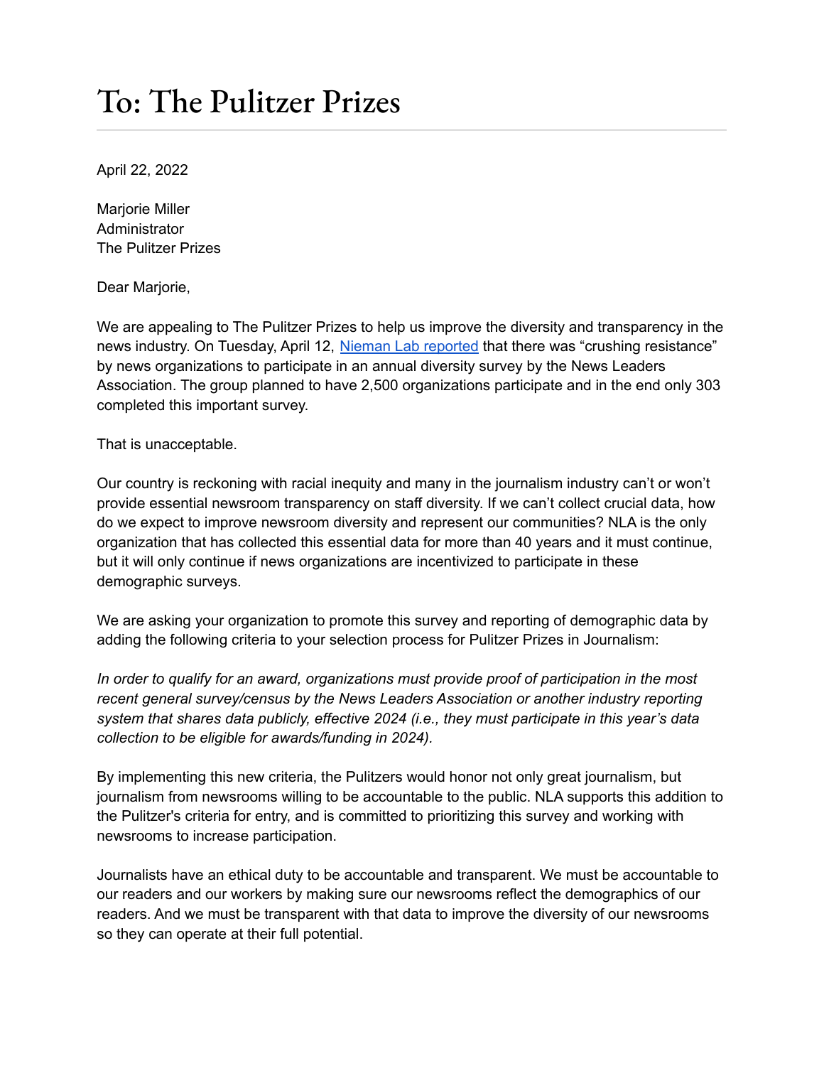# To: The Pulitzer Prizes

April 22, 2022

Marjorie Miller
Administrator
The Pulitzer Prizes

Dear Marjorie,

We are appealing to The Pulitzer Prizes to help us improve the diversity and transparency in the news industry. On Tuesday, April 12, [Nieman Lab reported]() that there was "crushing resistance" by news organizations to participate in an annual diversity survey by the News Leaders Association. The group planned to have 2,500 organizations participate and in the end only 303 completed this important survey.

That is unacceptable.

Our country is reckoning with racial inequity and many in the journalism industry can't or won't provide essential newsroom transparency on staff diversity. If we can't collect crucial data, how do we expect to improve newsroom diversity and represent our communities? NLA is the only organization that has collected this essential data for more than 40 years and it must continue, but it will only continue if news organizations are incentivized to participate in these demographic surveys.

We are asking your organization to promote this survey and reporting of demographic data by adding the following criteria to your selection process for Pulitzer Prizes in Journalism:

*In order to qualify for an award, organizations must provide proof of participation in the most recent general survey/census by the News Leaders Association or another industry reporting system that shares data publicly, effective 2024 (i.e., they must participate in this year's data collection to be eligible for awards/funding in 2024).*

By implementing this new criteria, the Pulitzers would honor not only great journalism, but journalism from newsrooms willing to be accountable to the public. NLA supports this addition to the Pulitzer's criteria for entry, and is committed to prioritizing this survey and working with newsrooms to increase participation.

Journalists have an ethical duty to be accountable and transparent. We must be accountable to our readers and our workers by making sure our newsrooms reflect the demographics of our readers. And we must be transparent with that data to improve the diversity of our newsrooms so they can operate at their full potential.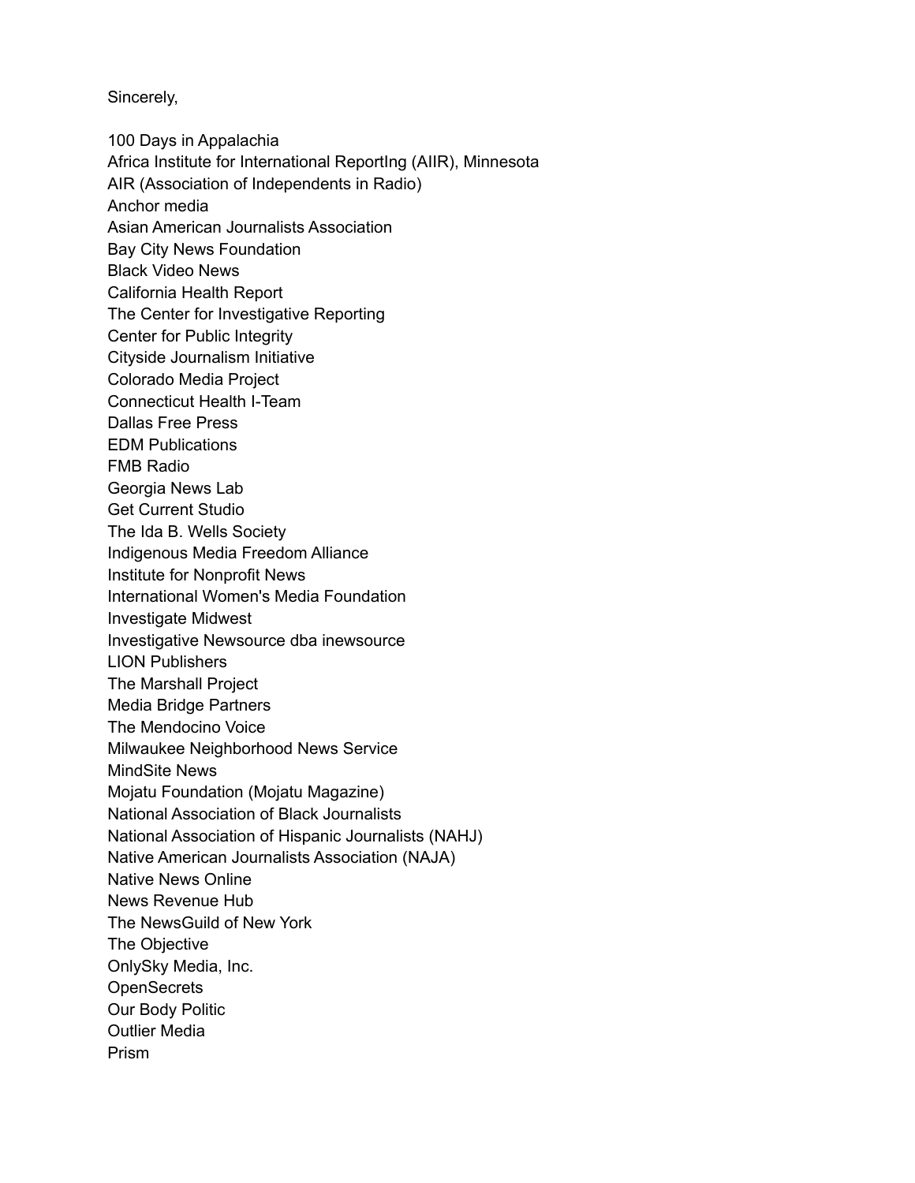Sincerely,

100 Days in Appalachia
Africa Institute for International ReportIng (AIIR), Minnesota
AIR (Association of Independents in Radio)
Anchor media
Asian American Journalists Association
Bay City News Foundation
Black Video News
California Health Report
The Center for Investigative Reporting
Center for Public Integrity
Cityside Journalism Initiative
Colorado Media Project
Connecticut Health I-Team
Dallas Free Press
EDM Publications
FMB Radio
Georgia News Lab
Get Current Studio
The Ida B. Wells Society
Indigenous Media Freedom Alliance
Institute for Nonprofit News
International Women's Media Foundation
Investigate Midwest
Investigative Newsource dba inewsource
LION Publishers
The Marshall Project
Media Bridge Partners
The Mendocino Voice
Milwaukee Neighborhood News Service
MindSite News
Mojatu Foundation (Mojatu Magazine)
National Association of Black Journalists
National Association of Hispanic Journalists (NAHJ)
Native American Journalists Association (NAJA)
Native News Online
News Revenue Hub
The NewsGuild of New York
The Objective
OnlySky Media, Inc.
OpenSecrets
Our Body Politic
Outlier Media
Prism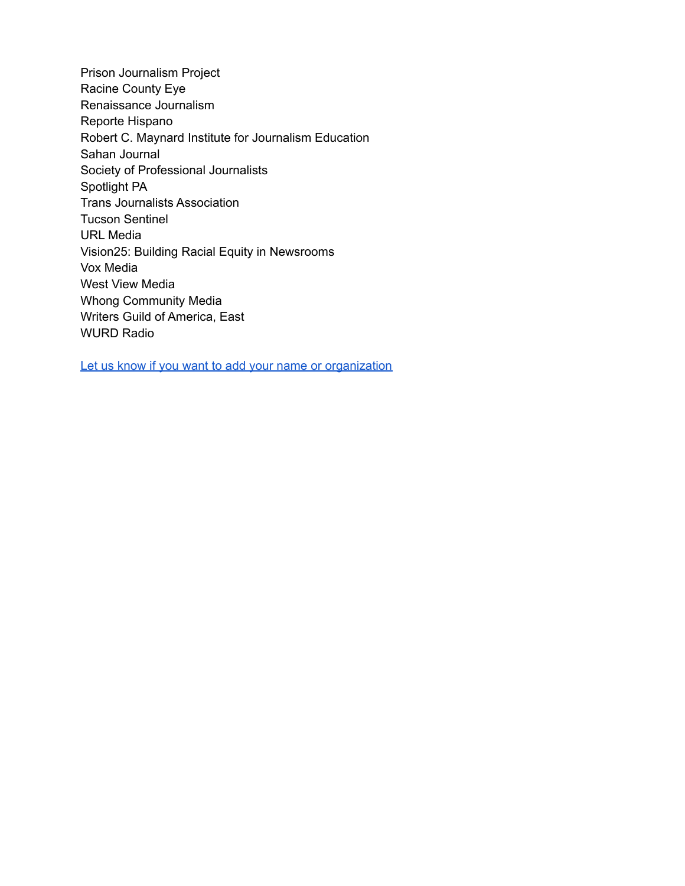Prison Journalism Project
Racine County Eye
Renaissance Journalism
Reporte Hispano
Robert C. Maynard Institute for Journalism Education
Sahan Journal
Society of Professional Journalists
Spotlight PA
Trans Journalists Association
Tucson Sentinel
URL Media
Vision25: Building Racial Equity in Newsrooms
Vox Media
West View Media
Whong Community Media
Writers Guild of America, East
WURD Radio

Let us know if you want to add your name or organization